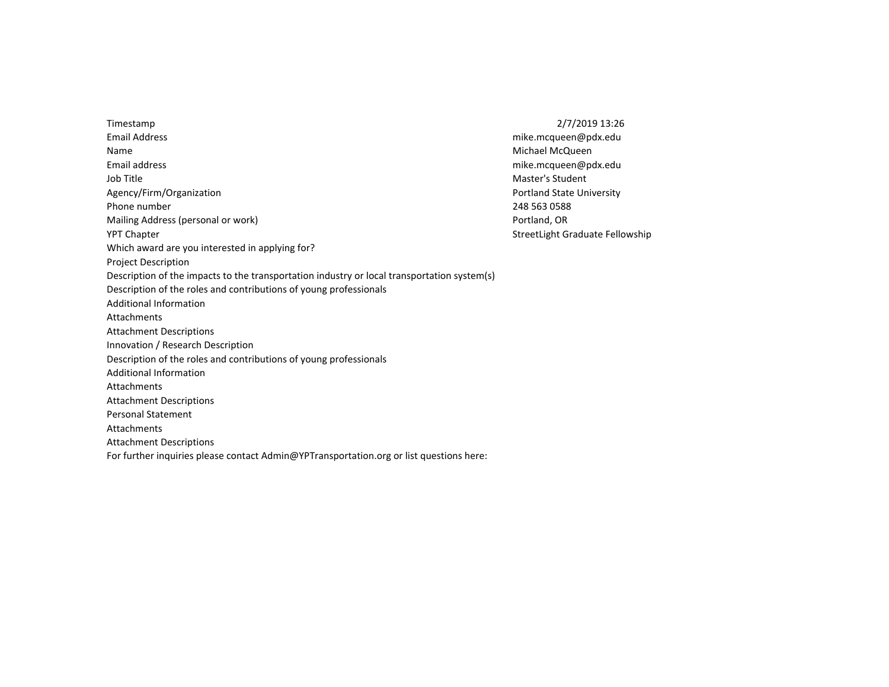| | |
|---|---|
| Timestamp | 2/7/2019 13:26 |
| Email Address | mike.mcqueen@pdx.edu |
| Name | Michael McQueen |
| Email address | mike.mcqueen@pdx.edu |
| Job Title | Master's Student |
| Agency/Firm/Organization | Portland State University |
| Phone number | 248 563 0588 |
| Mailing Address (personal or work) | Portland, OR |
| YPT Chapter | StreetLight Graduate Fellowship |
| Which award are you interested in applying for? | |
| Project Description | |
| Description of the impacts to the transportation industry or local transportation system(s) | |
| Description of the roles and contributions of young professionals | |
| Additional Information | |
| Attachments | |
| Attachment Descriptions | |
| Innovation / Research Description | |
| Description of the roles and contributions of young professionals | |
| Additional Information | |
| Attachments | |
| Attachment Descriptions | |
| Personal Statement | |
| Attachments | |
| Attachment Descriptions | |
| For further inquiries please contact Admin@YPTransportation.org or list questions here: | |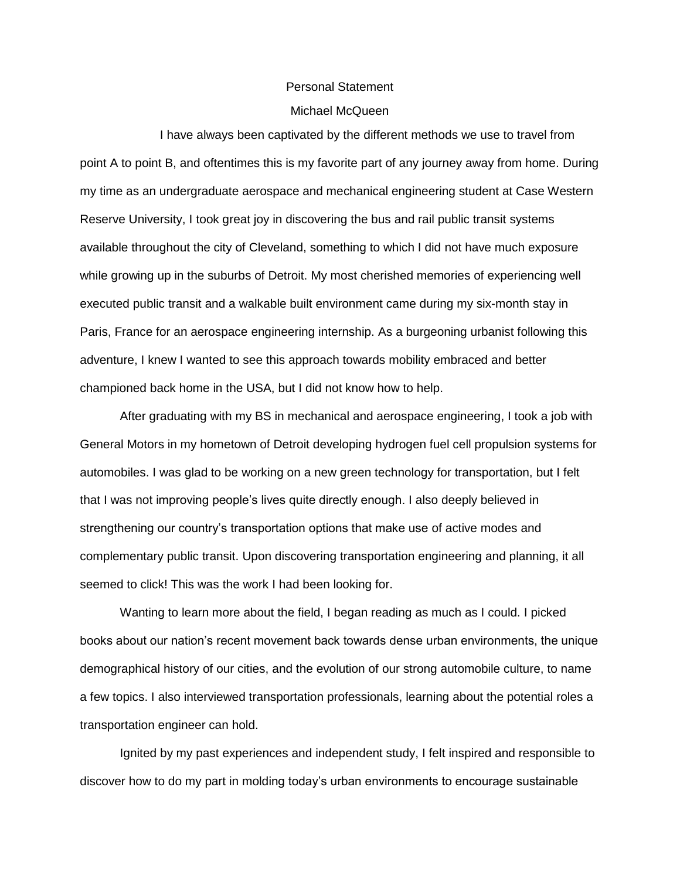Personal Statement

Michael McQueen

I have always been captivated by the different methods we use to travel from point A to point B, and oftentimes this is my favorite part of any journey away from home. During my time as an undergraduate aerospace and mechanical engineering student at Case Western Reserve University, I took great joy in discovering the bus and rail public transit systems available throughout the city of Cleveland, something to which I did not have much exposure while growing up in the suburbs of Detroit. My most cherished memories of experiencing well executed public transit and a walkable built environment came during my six-month stay in Paris, France for an aerospace engineering internship. As a burgeoning urbanist following this adventure, I knew I wanted to see this approach towards mobility embraced and better championed back home in the USA, but I did not know how to help.

After graduating with my BS in mechanical and aerospace engineering, I took a job with General Motors in my hometown of Detroit developing hydrogen fuel cell propulsion systems for automobiles. I was glad to be working on a new green technology for transportation, but I felt that I was not improving people's lives quite directly enough. I also deeply believed in strengthening our country's transportation options that make use of active modes and complementary public transit. Upon discovering transportation engineering and planning, it all seemed to click! This was the work I had been looking for.

Wanting to learn more about the field, I began reading as much as I could. I picked books about our nation's recent movement back towards dense urban environments, the unique demographical history of our cities, and the evolution of our strong automobile culture, to name a few topics. I also interviewed transportation professionals, learning about the potential roles a transportation engineer can hold.

Ignited by my past experiences and independent study, I felt inspired and responsible to discover how to do my part in molding today's urban environments to encourage sustainable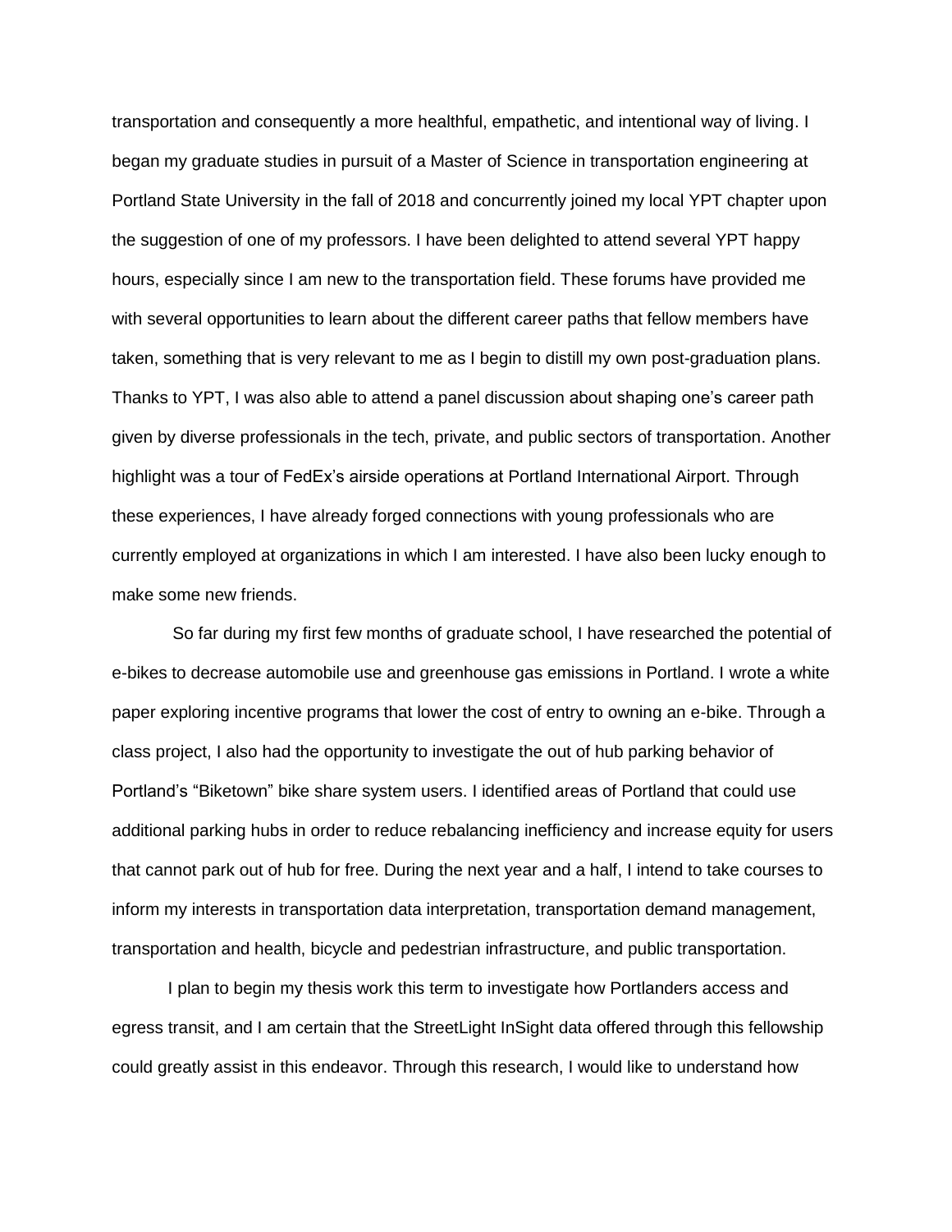transportation and consequently a more healthful, empathetic, and intentional way of living. I began my graduate studies in pursuit of a Master of Science in transportation engineering at Portland State University in the fall of 2018 and concurrently joined my local YPT chapter upon the suggestion of one of my professors. I have been delighted to attend several YPT happy hours, especially since I am new to the transportation field. These forums have provided me with several opportunities to learn about the different career paths that fellow members have taken, something that is very relevant to me as I begin to distill my own post-graduation plans. Thanks to YPT, I was also able to attend a panel discussion about shaping one's career path given by diverse professionals in the tech, private, and public sectors of transportation. Another highlight was a tour of FedEx's airside operations at Portland International Airport. Through these experiences, I have already forged connections with young professionals who are currently employed at organizations in which I am interested. I have also been lucky enough to make some new friends.

So far during my first few months of graduate school, I have researched the potential of e-bikes to decrease automobile use and greenhouse gas emissions in Portland. I wrote a white paper exploring incentive programs that lower the cost of entry to owning an e-bike. Through a class project, I also had the opportunity to investigate the out of hub parking behavior of Portland's "Biketown" bike share system users. I identified areas of Portland that could use additional parking hubs in order to reduce rebalancing inefficiency and increase equity for users that cannot park out of hub for free. During the next year and a half, I intend to take courses to inform my interests in transportation data interpretation, transportation demand management, transportation and health, bicycle and pedestrian infrastructure, and public transportation.

I plan to begin my thesis work this term to investigate how Portlanders access and egress transit, and I am certain that the StreetLight InSight data offered through this fellowship could greatly assist in this endeavor. Through this research, I would like to understand how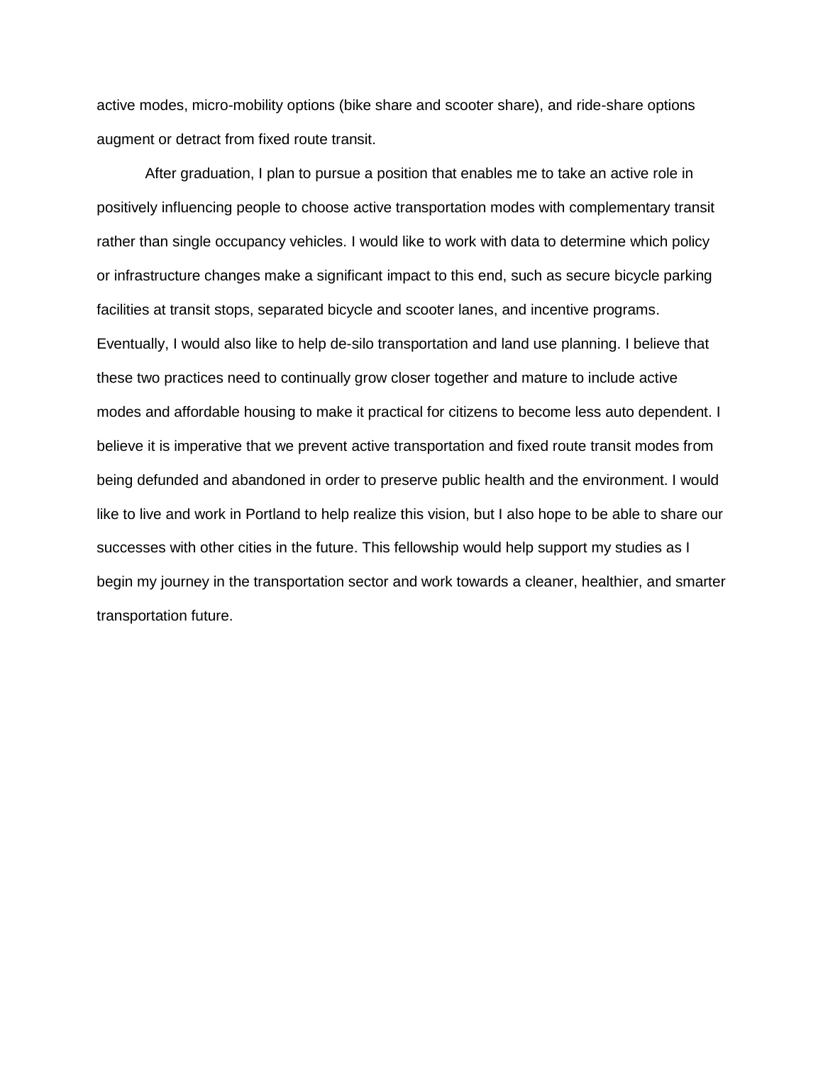active modes, micro-mobility options (bike share and scooter share), and ride-share options augment or detract from fixed route transit.

After graduation, I plan to pursue a position that enables me to take an active role in positively influencing people to choose active transportation modes with complementary transit rather than single occupancy vehicles. I would like to work with data to determine which policy or infrastructure changes make a significant impact to this end, such as secure bicycle parking facilities at transit stops, separated bicycle and scooter lanes, and incentive programs. Eventually, I would also like to help de-silo transportation and land use planning. I believe that these two practices need to continually grow closer together and mature to include active modes and affordable housing to make it practical for citizens to become less auto dependent. I believe it is imperative that we prevent active transportation and fixed route transit modes from being defunded and abandoned in order to preserve public health and the environment. I would like to live and work in Portland to help realize this vision, but I also hope to be able to share our successes with other cities in the future. This fellowship would help support my studies as I begin my journey in the transportation sector and work towards a cleaner, healthier, and smarter transportation future.